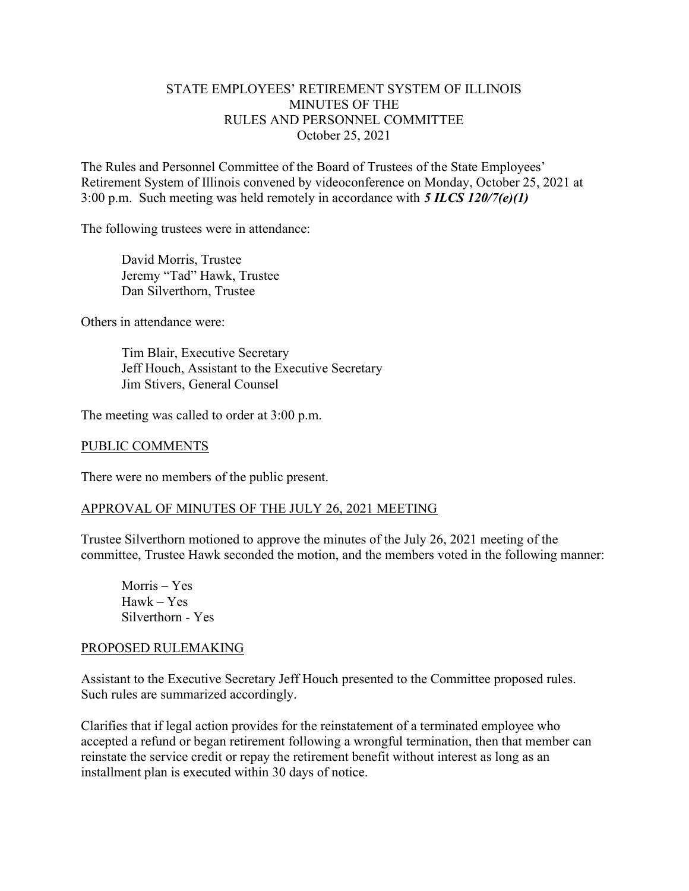# STATE EMPLOYEES' RETIREMENT SYSTEM OF ILLINOIS
## MINUTES OF THE
## RULES AND PERSONNEL COMMITTEE
October 25, 2021

The Rules and Personnel Committee of the Board of Trustees of the State Employees' Retirement System of Illinois convened by videoconference on Monday, October 25, 2021 at 3:00 p.m. Such meeting was held remotely in accordance with ***5 ILCS 120/7(e)(1)***

The following trustees were in attendance:

David Morris, Trustee
Jeremy "Tad" Hawk, Trustee
Dan Silverthorn, Trustee

Others in attendance were:

Tim Blair, Executive Secretary
Jeff Houch, Assistant to the Executive Secretary
Jim Stivers, General Counsel

The meeting was called to order at 3:00 p.m.

<u>PUBLIC COMMENTS</u>

There were no members of the public present.

<u>APPROVAL OF MINUTES OF THE JULY 26, 2021 MEETING</u>

Trustee Silverthorn motioned to approve the minutes of the July 26, 2021 meeting of the committee, Trustee Hawk seconded the motion, and the members voted in the following manner:

Morris – Yes
Hawk – Yes
Silverthorn - Yes

<u>PROPOSED RULEMAKING</u>

Assistant to the Executive Secretary Jeff Houch presented to the Committee proposed rules. Such rules are summarized accordingly.

Clarifies that if legal action provides for the reinstatement of a terminated employee who accepted a refund or began retirement following a wrongful termination, then that member can reinstate the service credit or repay the retirement benefit without interest as long as an installment plan is executed within 30 days of notice.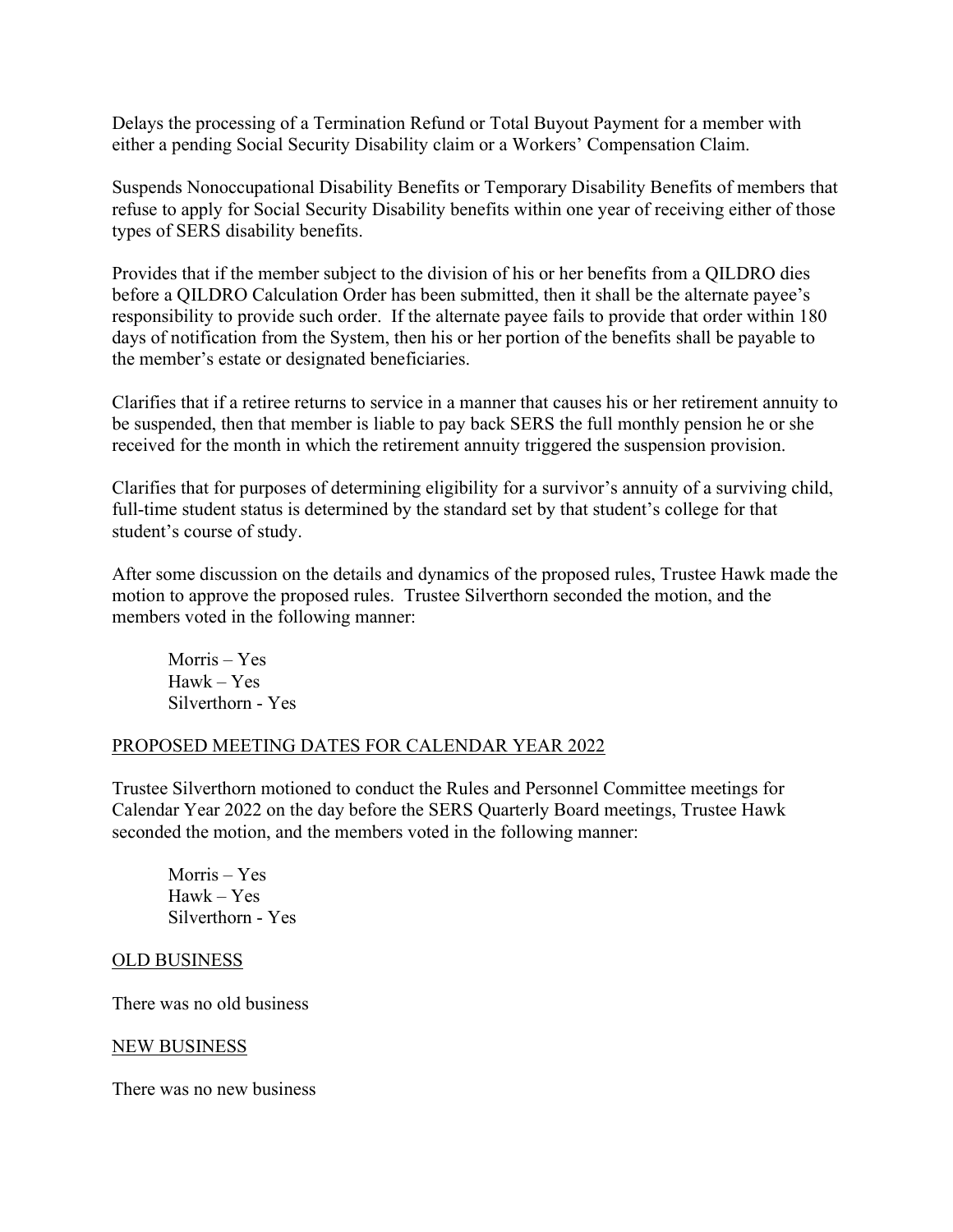Delays the processing of a Termination Refund or Total Buyout Payment for a member with either a pending Social Security Disability claim or a Workers' Compensation Claim.

Suspends Nonoccupational Disability Benefits or Temporary Disability Benefits of members that refuse to apply for Social Security Disability benefits within one year of receiving either of those types of SERS disability benefits.

Provides that if the member subject to the division of his or her benefits from a QILDRO dies before a QILDRO Calculation Order has been submitted, then it shall be the alternate payee's responsibility to provide such order. If the alternate payee fails to provide that order within 180 days of notification from the System, then his or her portion of the benefits shall be payable to the member's estate or designated beneficiaries.

Clarifies that if a retiree returns to service in a manner that causes his or her retirement annuity to be suspended, then that member is liable to pay back SERS the full monthly pension he or she received for the month in which the retirement annuity triggered the suspension provision.

Clarifies that for purposes of determining eligibility for a survivor's annuity of a surviving child, full-time student status is determined by the standard set by that student's college for that student's course of study.

After some discussion on the details and dynamics of the proposed rules, Trustee Hawk made the motion to approve the proposed rules. Trustee Silverthorn seconded the motion, and the members voted in the following manner:

Morris – Yes  
Hawk – Yes  
Silverthorn - Yes

## PROPOSED MEETING DATES FOR CALENDAR YEAR 2022

Trustee Silverthorn motioned to conduct the Rules and Personnel Committee meetings for Calendar Year 2022 on the day before the SERS Quarterly Board meetings, Trustee Hawk seconded the motion, and the members voted in the following manner:

Morris – Yes  
Hawk – Yes  
Silverthorn - Yes

## OLD BUSINESS

There was no old business

## NEW BUSINESS

There was no new business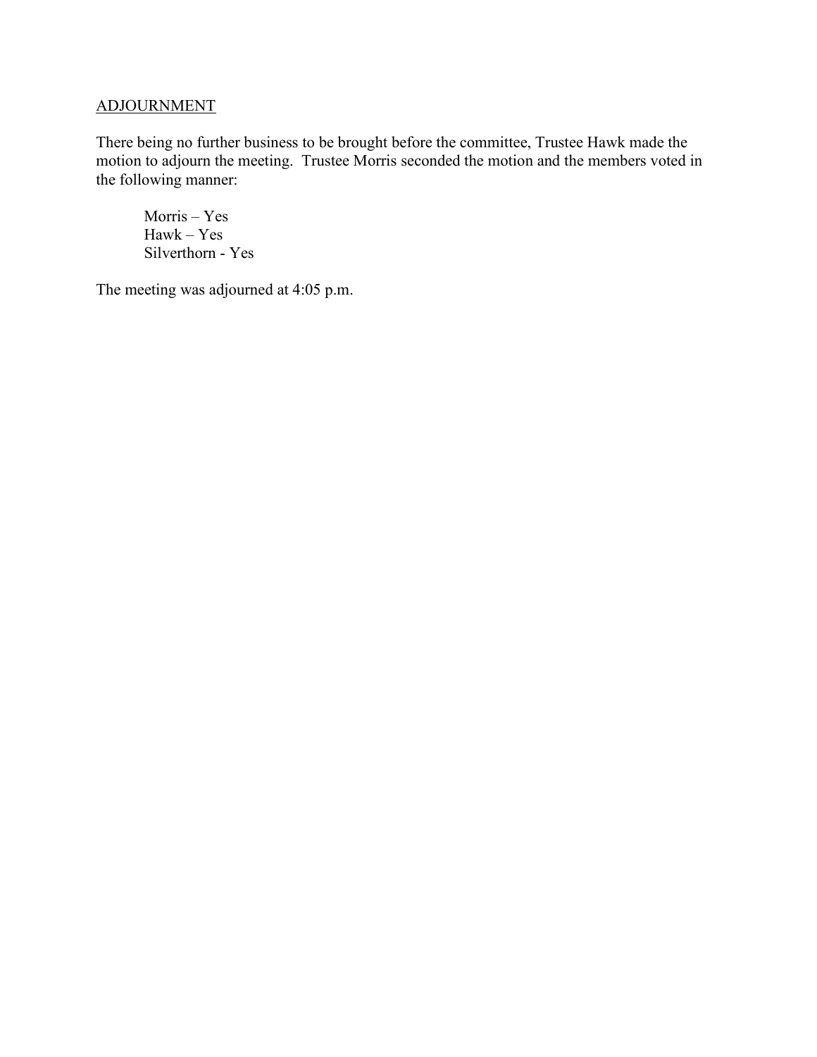<u>ADJOURNMENT</u>

There being no further business to be brought before the committee, Trustee Hawk made the motion to adjourn the meeting. Trustee Morris seconded the motion and the members voted in the following manner:

Morris – Yes  
Hawk – Yes  
Silverthorn - Yes

The meeting was adjourned at 4:05 p.m.